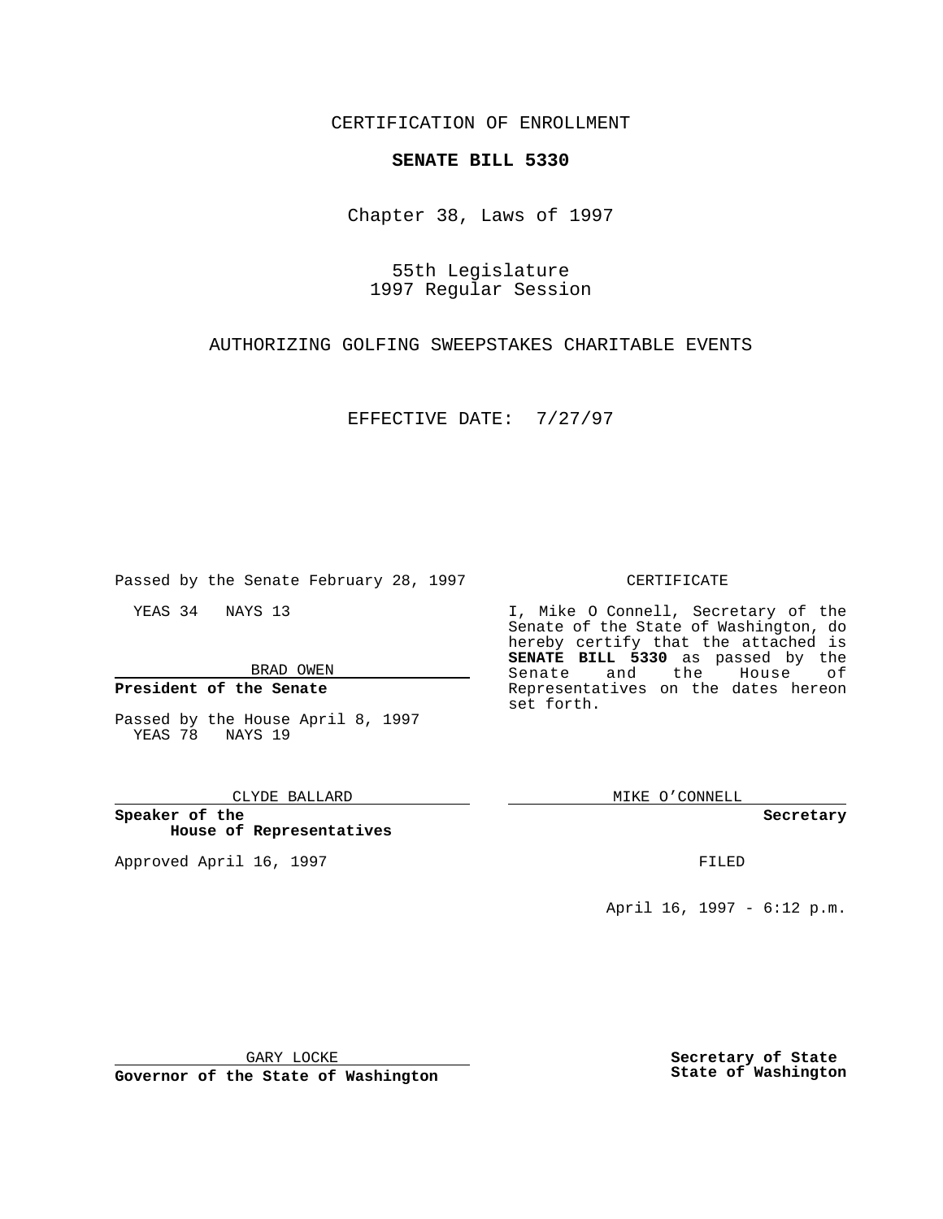CERTIFICATION OF ENROLLMENT

**SENATE BILL 5330**

Chapter 38, Laws of 1997

55th Legislature
1997 Regular Session

AUTHORIZING GOLFING SWEEPSTAKES CHARITABLE EVENTS

EFFECTIVE DATE: 7/27/97

Passed by the Senate February 28, 1997

YEAS 34 NAYS 13

BRAD OWEN

**President of the Senate**

Passed by the House April 8, 1997
YEAS 78 NAYS 19

CLYDE BALLARD

**Speaker of the House of Representatives**

Approved April 16, 1997

GARY LOCKE

**Governor of the State of Washington**

CERTIFICATE

I, Mike O Connell, Secretary of the Senate of the State of Washington, do hereby certify that the attached is **SENATE BILL 5330** as passed by the Senate and the House of Representatives on the dates hereon set forth.

MIKE O'CONNELL

**Secretary**

FILED

April 16, 1997 - 6:12 p.m.

**Secretary of State**
**State of Washington**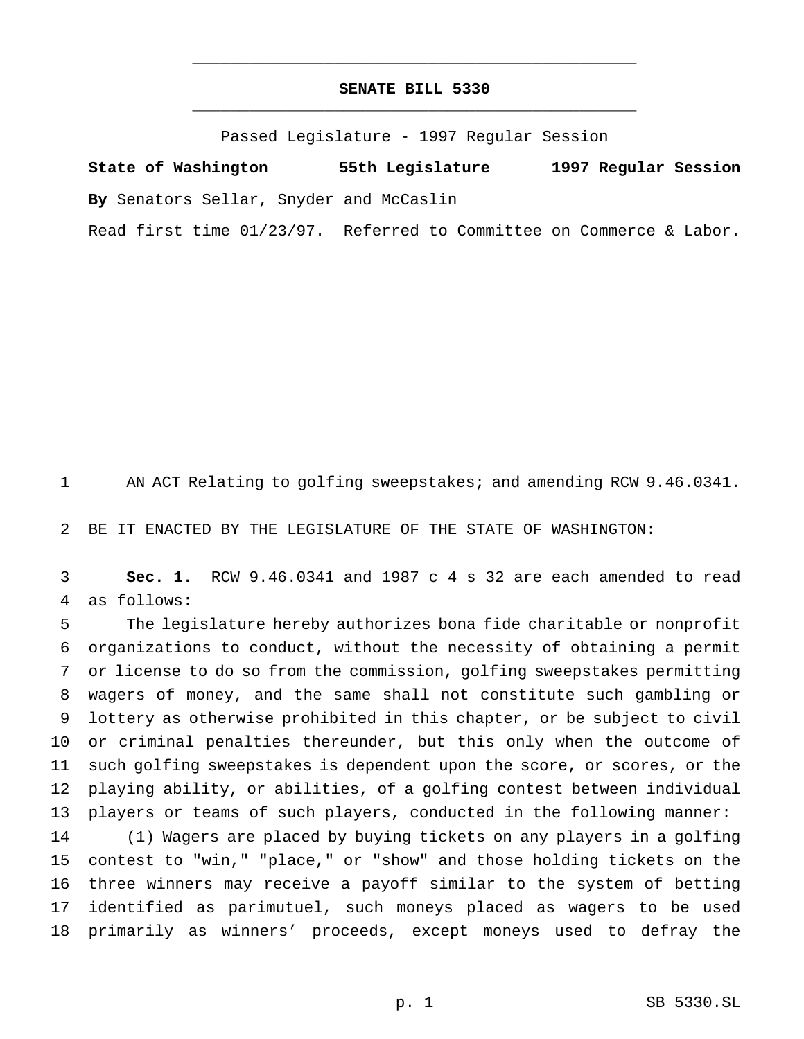# SENATE BILL 5330

Passed Legislature - 1997 Regular Session

**State of Washington 55th Legislature 1997 Regular Session**

**By** Senators Sellar, Snyder and McCaslin

Read first time 01/23/97. Referred to Committee on Commerce & Labor.

AN ACT Relating to golfing sweepstakes; and amending RCW 9.46.0341.

BE IT ENACTED BY THE LEGISLATURE OF THE STATE OF WASHINGTON:

**Sec. 1.** RCW 9.46.0341 and 1987 c 4 s 32 are each amended to read as follows:

The legislature hereby authorizes bona fide charitable or nonprofit organizations to conduct, without the necessity of obtaining a permit or license to do so from the commission, golfing sweepstakes permitting wagers of money, and the same shall not constitute such gambling or lottery as otherwise prohibited in this chapter, or be subject to civil or criminal penalties thereunder, but this only when the outcome of such golfing sweepstakes is dependent upon the score, or scores, or the playing ability, or abilities, of a golfing contest between individual players or teams of such players, conducted in the following manner:

(1) Wagers are placed by buying tickets on any players in a golfing contest to "win," "place," or "show" and those holding tickets on the three winners may receive a payoff similar to the system of betting identified as parimutuel, such moneys placed as wagers to be used primarily as winners' proceeds, except moneys used to defray the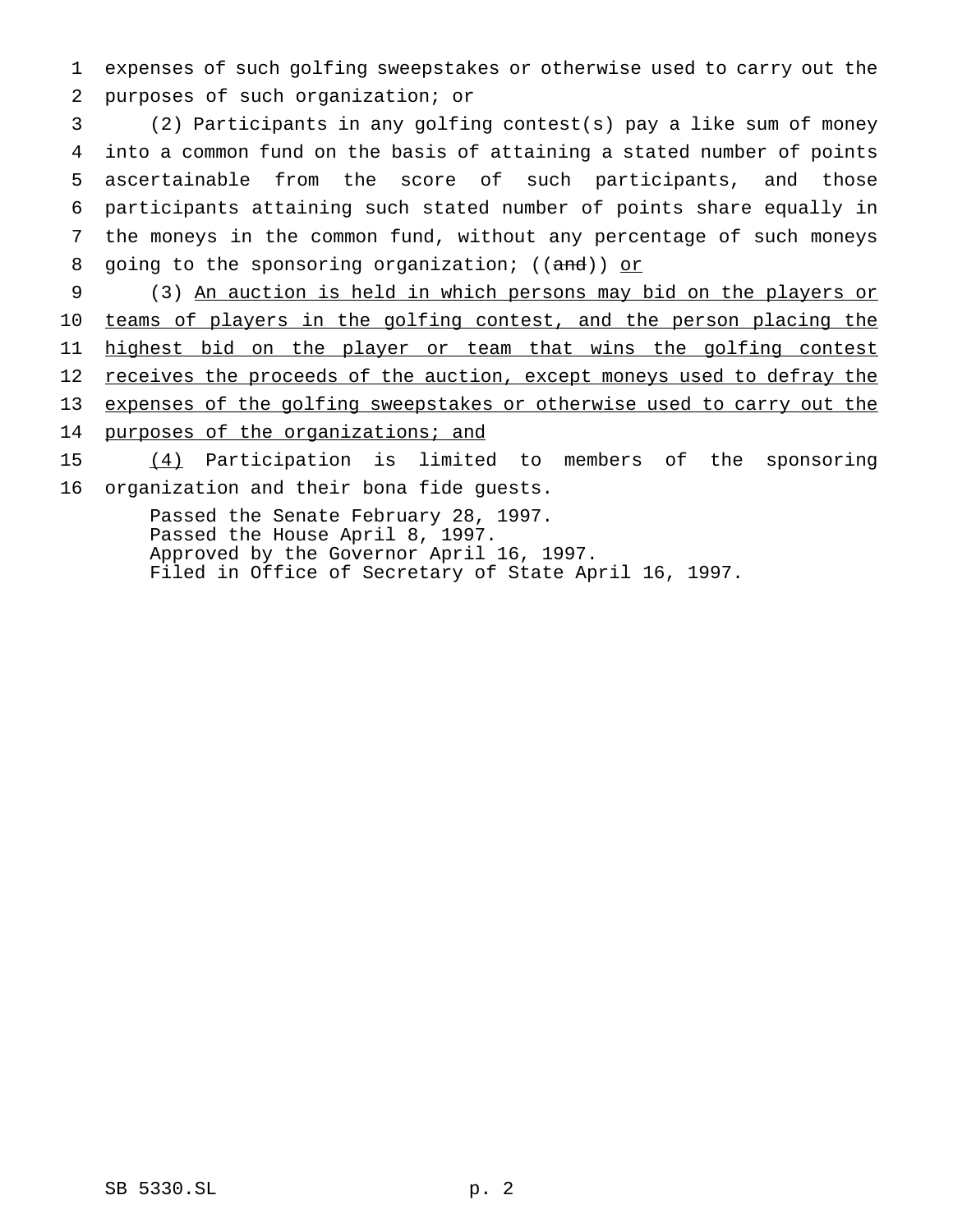expenses of such golfing sweepstakes or otherwise used to carry out the purposes of such organization; or

(2) Participants in any golfing contest(s) pay a like sum of money into a common fund on the basis of attaining a stated number of points ascertainable from the score of such participants, and those participants attaining such stated number of points share equally in the moneys in the common fund, without any percentage of such moneys going to the sponsoring organization; ((~~and~~)) <u>or</u>

(3) <u>An auction is held in which persons may bid on the players or teams of players in the golfing contest, and the person placing the highest bid on the player or team that wins the golfing contest receives the proceeds of the auction, except moneys used to defray the expenses of the golfing sweepstakes or otherwise used to carry out the purposes of the organizations; and</u>

<u>(4)</u> Participation is limited to members of the sponsoring organization and their bona fide guests.

Passed the Senate February 28, 1997.
Passed the House April 8, 1997.
Approved by the Governor April 16, 1997.
Filed in Office of Secretary of State April 16, 1997.